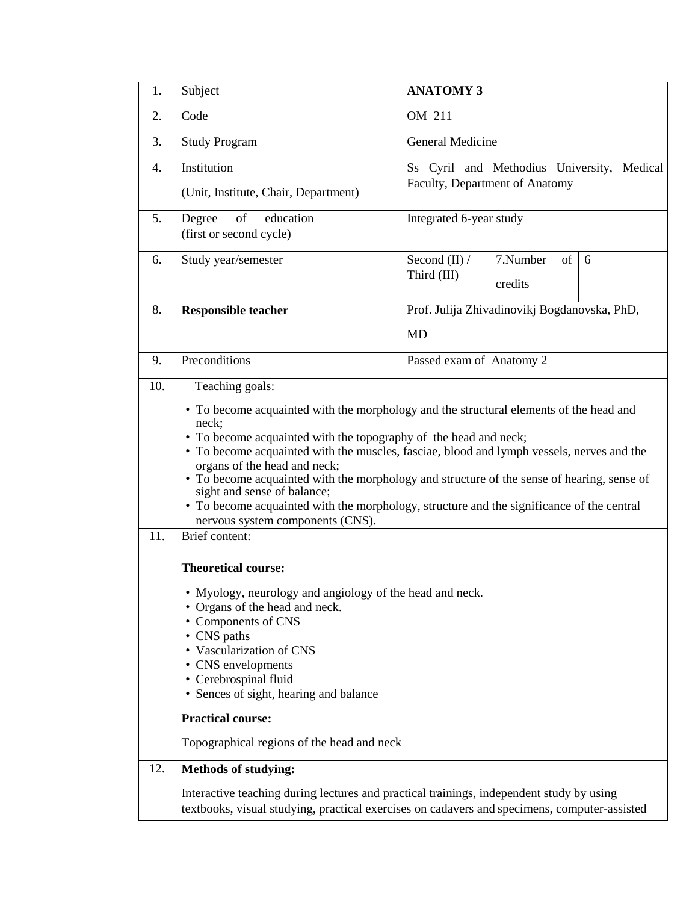| | | | | |
|---|---|---|---|---|
| 1. | Subject | **ANATOMY 3** | | |
| 2. | Code | OM 211 | | |
| 3. | Study Program | General Medicine | | |
| 4. | Institution<br>(Unit, Institute, Chair, Department) | Ss Cyril and Methodius University, Medical Faculty, Department of Anatomy | | |
| 5. | Degree of education<br>(first or second cycle) | Integrated 6-year study | | |
| 6. | Study year/semester | Second (II) / Third (III) | 7.Number of credits | 6 |
| 8. | **Responsible teacher** | Prof. Julija Zhivadinovikj Bogdanovska, PhD, MD | | |
| 9. | Preconditions | Passed exam of Anatomy 2 | | |
| 10. | Teaching goals:<br>• To become acquainted with the morphology and the structural elements of the head and neck;<br>• To become acquainted with the topography of the head and neck;<br>• To become acquainted with the muscles, fasciae, blood and lymph vessels, nerves and the organs of the head and neck;<br>• To become acquainted with the morphology and structure of the sense of hearing, sense of sight and sense of balance;<br>• To become acquainted with the morphology, structure and the significance of the central nervous system components (CNS). | | | |
| 11. | Brief content:<br>**Theoretical course:**<br>• Myology, neurology and angiology of the head and neck.<br>• Organs of the head and neck.<br>• Components of CNS<br>• CNS paths<br>• Vascularization of CNS<br>• CNS envelopments<br>• Cerebrospinal fluid<br>• Sences of sight, hearing and balance<br>**Practical course:**<br>Topographical regions of the head and neck | | | |
| 12. | **Methods of studying:**<br>Interactive teaching during lectures and practical trainings, independent study by using textbooks, visual studying, practical exercises on cadavers and specimens, computer-assisted | | | |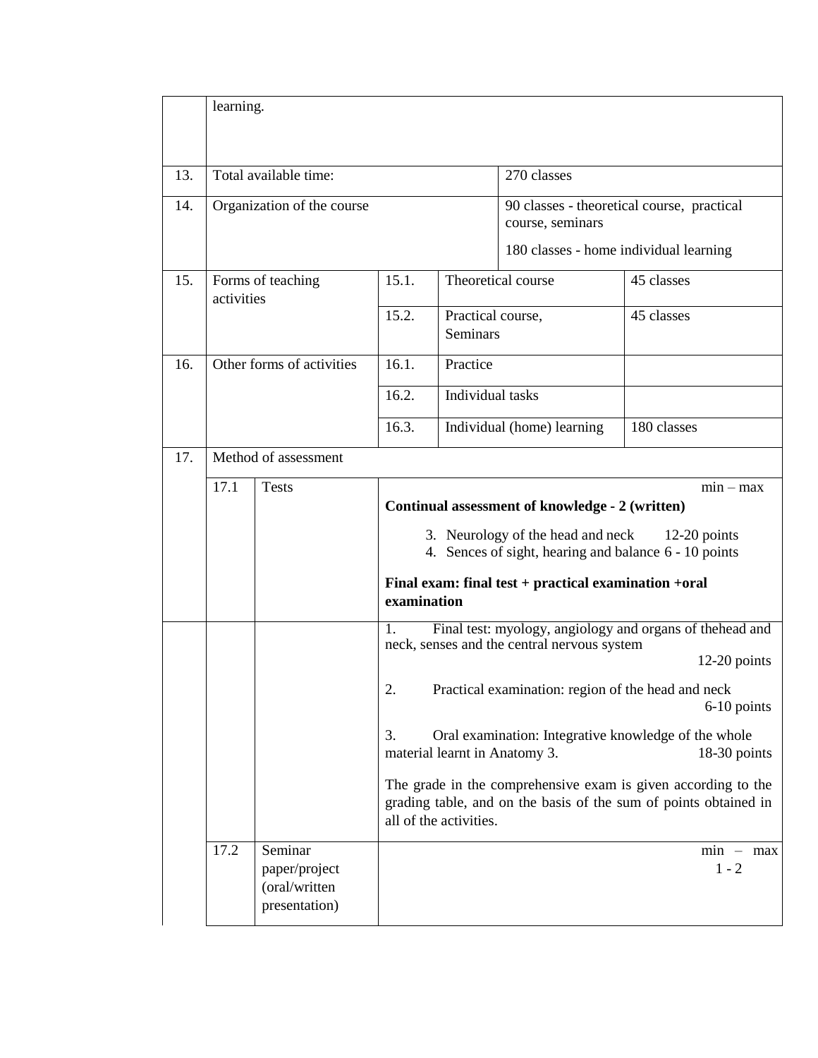| | | | | | | |
|---|---|---|---|---|---|---|
| | learning. | | | | | |
| 13. | Total available time: | | | | 270 classes | |
| 14. | Organization of the course | | | | 90 classes - theoretical course, practical course, seminars<br><br>180 classes - home individual learning | |
| 15. | Forms of teaching activities | | 15.1. | Theoretical course | | 45 classes |
| | | | 15.2. | Practical course, Seminars | | 45 classes |
| 16. | Other forms of activities | | 16.1. | Practice | | |
| | | | 16.2. | Individual tasks | | |
| | | | 16.3. | Individual (home) learning | | 180 classes |
| 17. | Method of assessment | | | | | |
| | 17.1 | Tests | min – max<br>**Continual assessment of knowledge - 2 (written)**<br>3. Neurology of the head and neck 12-20 points<br>4. Sences of sight, hearing and balance 6 - 10 points<br>**Final exam: final test + practical examination +oral examination** | | | |
| | | | 1. Final test: myology, angiology and organs of thehead and neck, senses and the central nervous system 12-20 points<br>2. Practical examination: region of the head and neck 6-10 points<br>3. Oral examination: Integrative knowledge of the whole material learnt in Anatomy 3. 18-30 points<br>The grade in the comprehensive exam is given according to the grading table, and on the basis of the sum of points obtained in all of the activities. | | | |
| | 17.2 | Seminar paper/project (oral/written presentation) | min – max<br>1 - 2 | | | |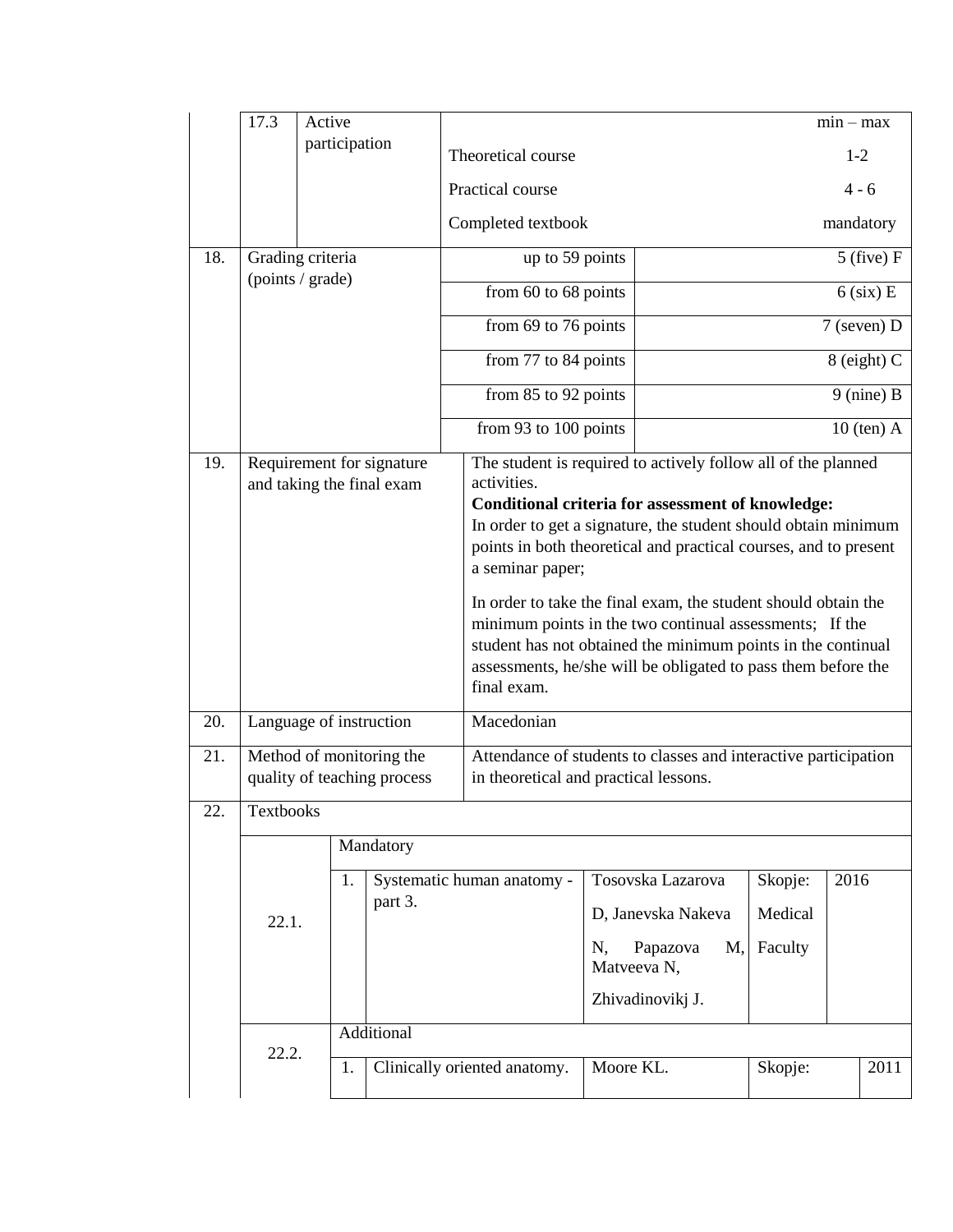| | | | |
|---|---|---|---|
| 17.3 | Active participation | | min – max |
| | | Theoretical course | 1-2 |
| | | Practical course | 4 - 6 |
| | | Completed textbook | mandatory |

| | | | |
|---|---|---|---|
| 18. | Grading criteria (points / grade) | up to 59 points | 5 (five) F |
| | | from 60 to 68 points | 6 (six) E |
| | | from 69 to 76 points | 7 (seven) D |
| | | from 77 to 84 points | 8 (eight) C |
| | | from 85 to 92 points | 9 (nine) B |
| | | from 93 to 100 points | 10 (ten) A |

| | | |
|---|---|---|
| 19. | Requirement for signature and taking the final exam | The student is required to actively follow all of the planned activities.<br>**Conditional criteria for assessment of knowledge:**<br>In order to get a signature, the student should obtain minimum points in both theoretical and practical courses, and to present a seminar paper;<br><br>In order to take the final exam, the student should obtain the minimum points in the two continual assessments; If the student has not obtained the minimum points in the continual assessments, he/she will be obligated to pass them before the final exam. |
| 20. | Language of instruction | Macedonian |
| 21. | Method of monitoring the quality of teaching process | Attendance of students to classes and interactive participation in theoretical and practical lessons. |
| 22. | Textbooks | |

| | | | | | |
|---|---|---|---|---|---|
| 22.1. | Mandatory | | | | |
| | 1. | Systematic human anatomy - part 3. | Tosovska Lazarova D, Janevska Nakeva N, Papazova M, Matveeva N, Zhivadinovikj J. | Skopje: Medical Faculty | 2016 |
| 22.2. | Additional | | | | |
| | 1. | Clinically oriented anatomy. | Moore KL. | Skopje: | 2011 |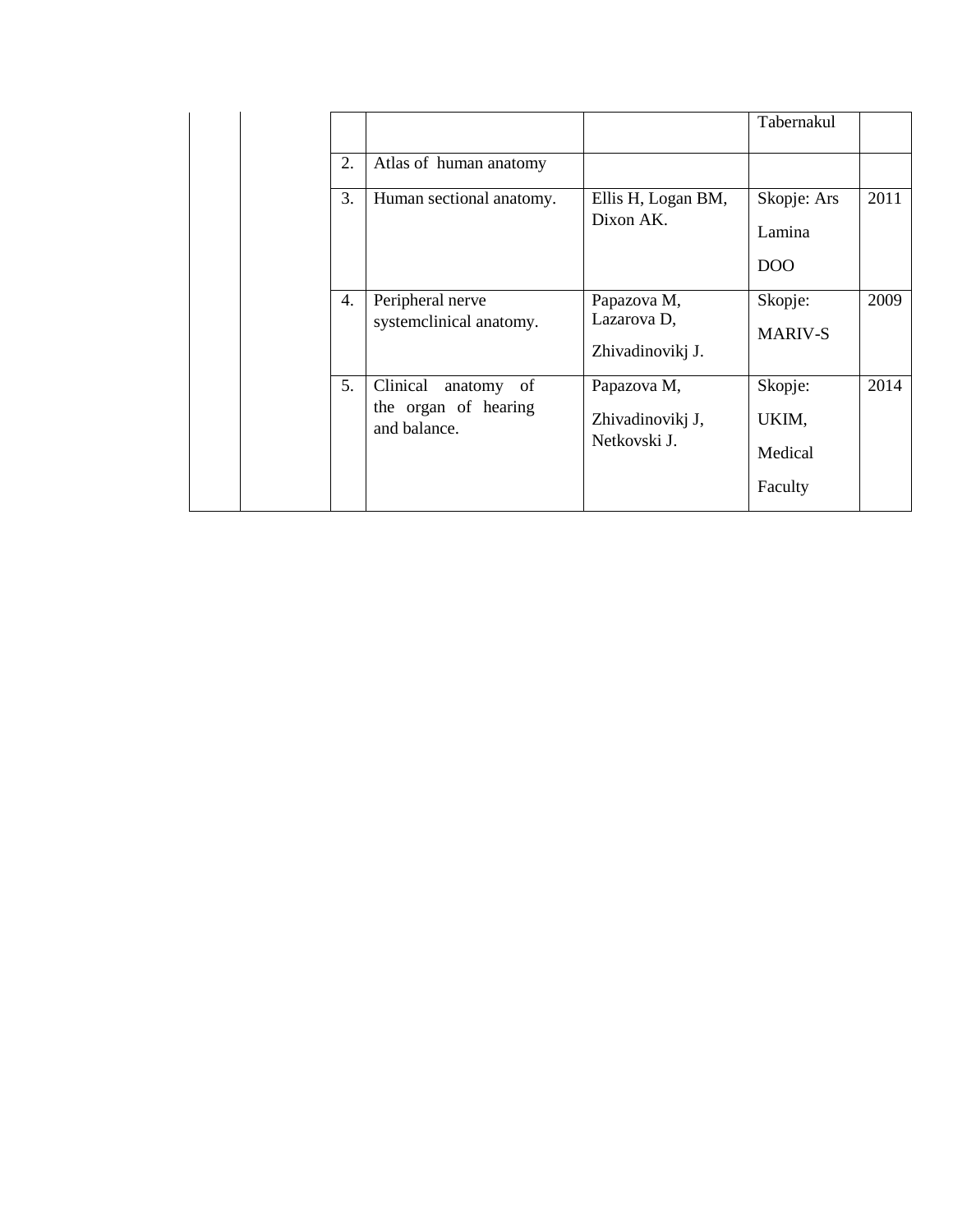| | | | | | | |
|---|---|---|---|---|---|---|
| | | | | | Tabernakul | |
| | | 2. | Atlas of human anatomy | | | |
| | | 3. | Human sectional anatomy. | Ellis H, Logan BM, Dixon AK. | Skopje: Ars Lamina DOO | 2011 |
| | | 4. | Peripheral nerve systemclinical anatomy. | Papazova M, Lazarova D, Zhivadinovikj J. | Skopje: MARIV-S | 2009 |
| | | 5. | Clinical anatomy of the organ of hearing and balance. | Papazova M, Zhivadinovikj J, Netkovski J. | Skopje: UKIM, Medical Faculty | 2014 |